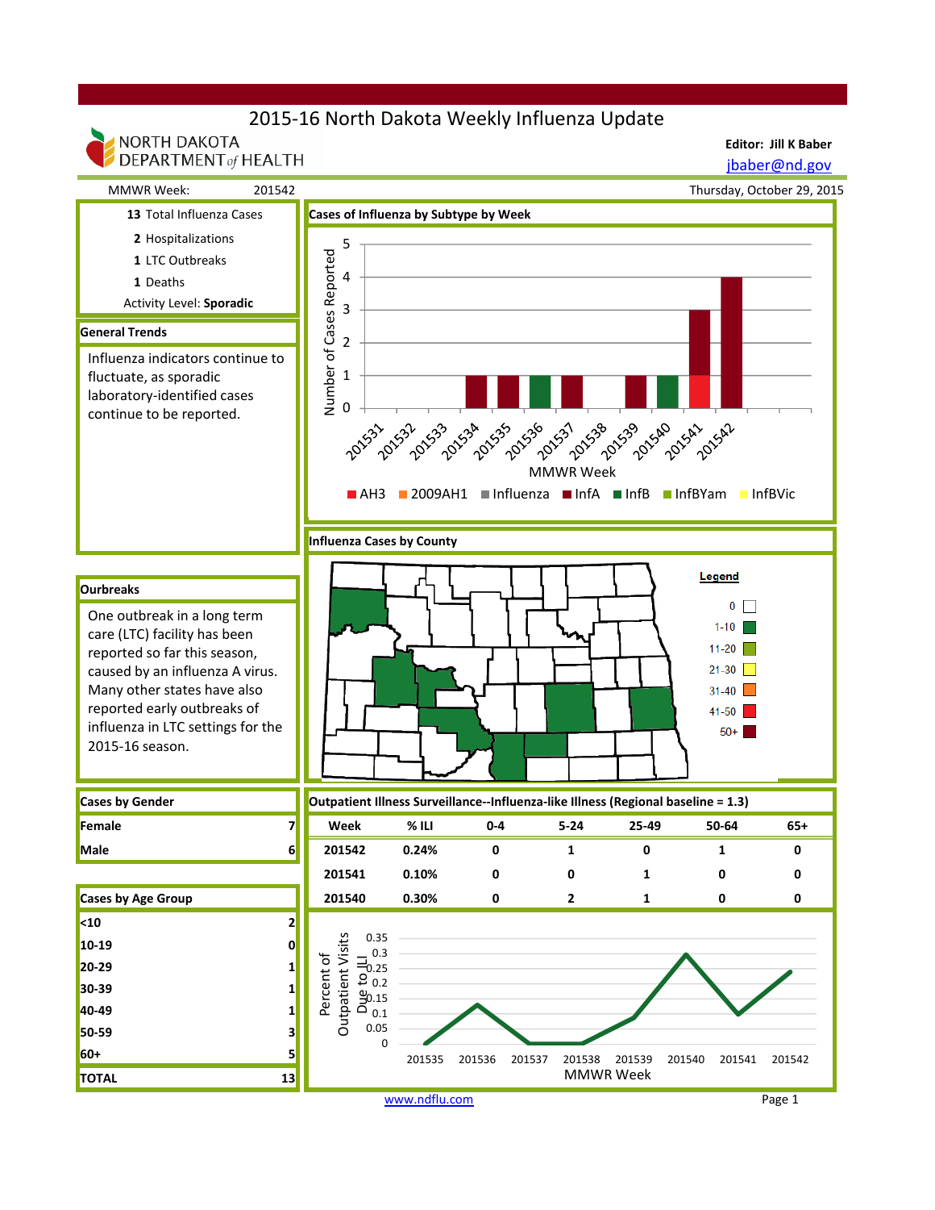# 2015-16 North Dakota Weekly Influenza Update

NORTH DAKOTA DEPARTMENT of HEALTH

**Editor: Jill K Baber**
jbaber@nd.gov

MMWR Week: 201542 — Thursday, October 29, 2015

**13** Total Influenza Cases
**2** Hospitalizations
**1** LTC Outbreaks
**1** Deaths
Activity Level: **Sporadic**

## General Trends

Influenza indicators continue to fluctuate, as sporadic laboratory-identified cases continue to be reported.

## Ourbreaks

One outbreak in a long term care (LTC) facility has been reported so far this season, caused by an influenza A virus. Many other states have also reported early outbreaks of influenza in LTC settings for the 2015-16 season.

## Cases of Influenza by Subtype by Week

Number of Cases Reported by MMWR Week (201531–201542). Legend: AH3, 2009AH1, Influenza, InfA, InfB, InfBYam, InfBVic

## Influenza Cases by County

Legend: 0, 1-10, 11-20, 21-30, 31-40, 41-50, 50+

## Cases by Gender

| | |
|---|---|
| Female | 7 |
| Male | 6 |

## Cases by Age Group

| | |
|---|---|
| <10 | 2 |
| 10-19 | 0 |
| 20-29 | 1 |
| 30-39 | 1 |
| 40-49 | 1 |
| 50-59 | 3 |
| 60+ | 5 |
| **TOTAL** | **13** |

## Outpatient Illness Surveillance--Influenza-like Illness (Regional baseline = 1.3)

| Week | % ILI | 0-4 | 5-24 | 25-49 | 50-64 | 65+ |
|---|---|---|---|---|---|---|
| 201542 | 0.24% | 0 | 1 | 0 | 1 | 0 |
| 201541 | 0.10% | 0 | 0 | 1 | 0 | 0 |
| 201540 | 0.30% | 0 | 2 | 1 | 0 | 0 |

Percent of Outpatient Visits Due to ILI by MMWR Week (201535–201542)

www.ndflu.com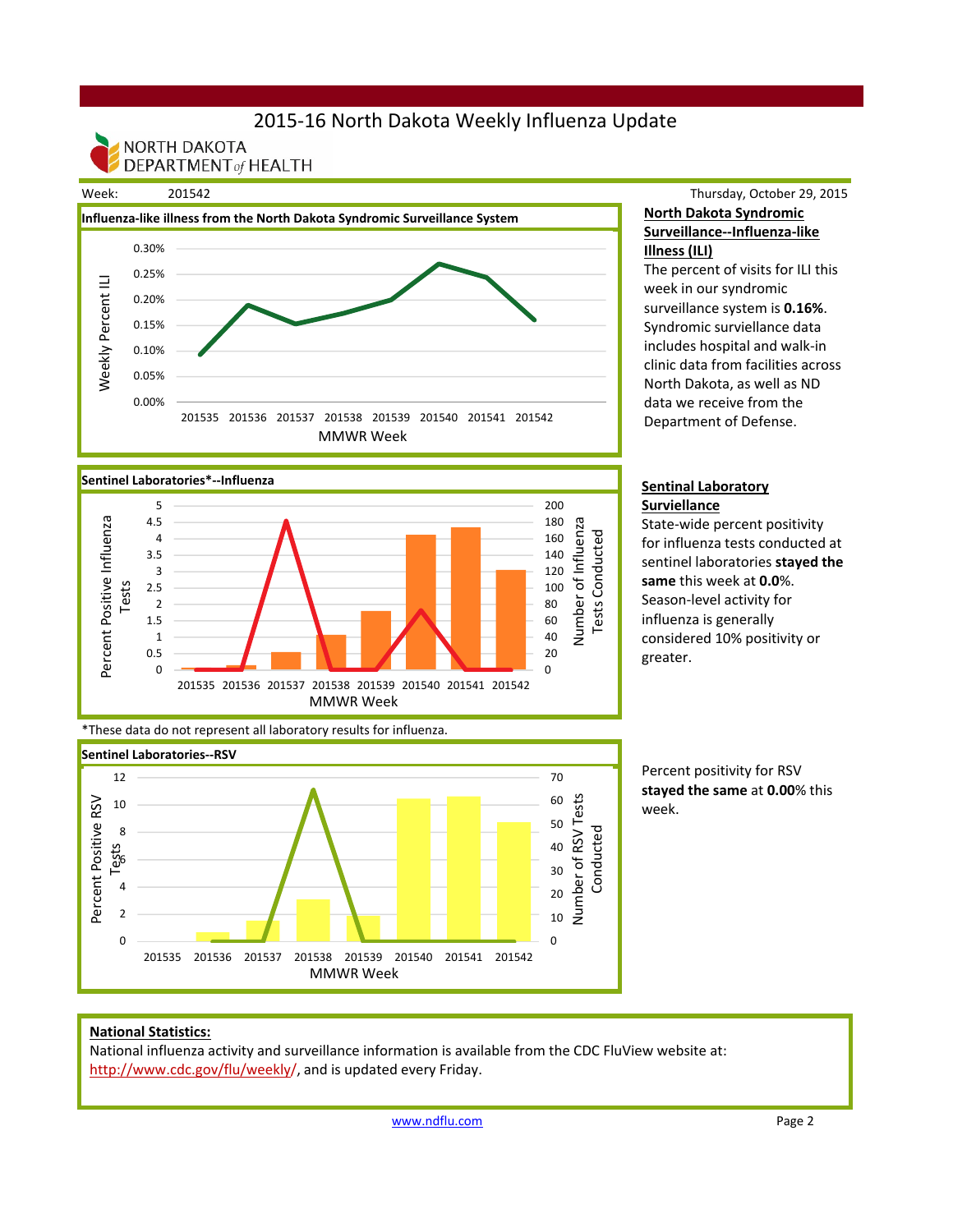# 2015-16 North Dakota Weekly Influenza Update

NORTH DAKOTA DEPARTMENT of HEALTH

Week: 201542

Thursday, October 29, 2015

**Influenza-like illness from the North Dakota Syndromic Surveillance System**

**North Dakota Syndromic Surveillance--Influenza-like Illness (ILI)**

The percent of visits for ILI this week in our syndromic surveillance system is **0.16%**. Syndromic surviellance data includes hospital and walk-in clinic data from facilities across North Dakota, as well as ND data we receive from the Department of Defense.

**Sentinel Laboratories*--Influenza**

**Sentinal Laboratory Surveillance**

State-wide percent positivity for influenza tests conducted at sentinel laboratories **stayed the same** this week at **0.0**%. Season-level activity for influenza is generally considered 10% positivity or greater.

*These data do not represent all laboratory results for influenza.

**Sentinel Laboratories--RSV**

Percent positivity for RSV **stayed the same** at **0.00**% this week.

**National Statistics:**

National influenza activity and surveillance information is available from the CDC FluView website at: http://www.cdc.gov/flu/weekly/, and is updated every Friday.

www.ndflu.com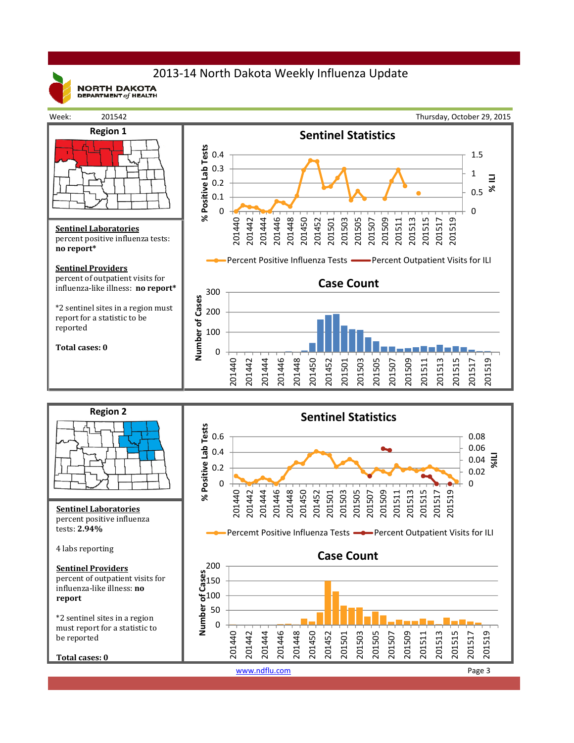# 2013-14 North Dakota Weekly Influenza Update

NORTH DAKOTA DEPARTMENT of HEALTH

Week: 201542 | Thursday, October 29, 2015

## Region 1

**Sentinel Laboratories**
percent positive influenza tests: **no report***

**Sentinel Providers**
percent of outpatient visits for influenza-like illness: **no report***

*2 sentinel sites in a region must report for a statistic to be reported

**Total cases: 0**

### Sentinel Statistics

% Positive Lab Tests: 0, 0.1, 0.2, 0.3, 0.4

% ILI: 0, 0.5, 1, 1.5

201440, 201442, 201444, 201446, 201448, 201450, 201452, 201501, 201503, 201505, 201507, 201509, 201511, 201513, 201515, 201517, 201519

Percent Positive Influenza Tests — Percent Outpatient Visits for ILI

### Case Count

Number of Cases: 0, 100, 200, 300

201440, 201442, 201444, 201446, 201448, 201450, 201452, 201501, 201503, 201505, 201507, 201509, 201511, 201513, 201515, 201517, 201519

## Region 2

**Sentinel Laboratories**
percent positive influenza tests: **2.94%**

4 labs reporting

**Sentinel Providers**
percent of outpatient visits for influenza-like illness: **no report**

*2 sentinel sites in a region must report for a statistic to be reported

**Total cases: 0**

### Sentinel Statistics

% Positive Lab Tests: 0, 0.2, 0.4, 0.6

%ILI: 0, 0.02, 0.04, 0.06, 0.08

201440, 201442, 201444, 201446, 201448, 201450, 201452, 201501, 201503, 201505, 201507, 201509, 201511, 201513, 201515, 201517, 201519

Percemt Positive Influenza Tests — Percent Outpatient Visits for ILI

### Case Count

Number of Cases: 0, 50, 100, 150, 200

201440, 201442, 201444, 201446, 201448, 201450, 201452, 201501, 201503, 201505, 201507, 201509, 201511, 201513, 201515, 201517, 201519

www.ndflu.com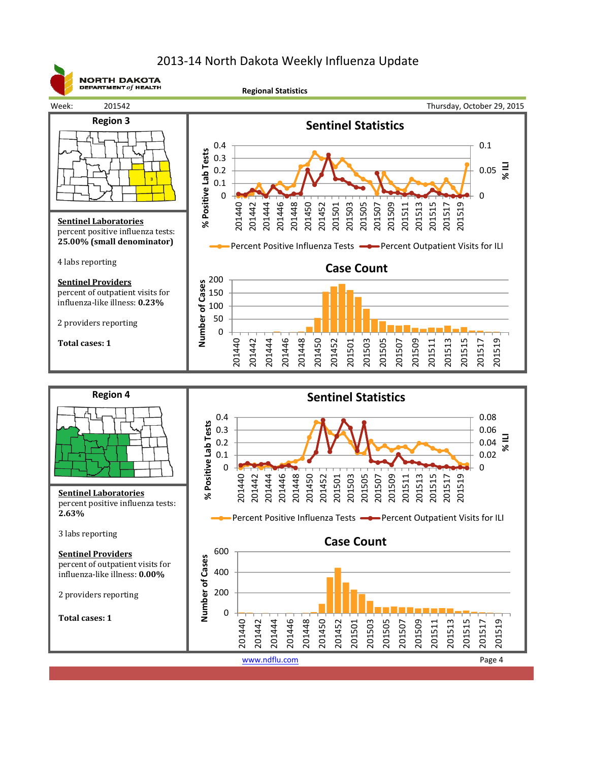# 2013-14 North Dakota Weekly Influenza Update

NORTH DAKOTA DEPARTMENT of HEALTH

**Regional Statistics**

Week: 201542

Thursday, October 29, 2015

## Region 3

**Sentinel Laboratories**
percent positive influenza tests:
**25.00% (small denominator)**

4 labs reporting

**Sentinel Providers**
percent of outpatient visits for influenza-like illness: **0.23%**

2 providers reporting

**Total cases: 1**

### Sentinel Statistics

% Positive Lab Tests

0.4
0.3
0.2
0.1
0

0.1
0.05
0

% ILI

201440 201442 201444 201446 201448 201450 201452 201501 201503 201505 201507 201509 201511 201513 201515 201517 201519

Percent Positive Influenza Tests — Percent Outpatient Visits for ILI

### Case Count

Number of Cases

200
150
100
50
0

201440 201442 201444 201446 201448 201450 201452 201501 201503 201505 201507 201509 201511 201513 201515 201517 201519

## Region 4

**Sentinel Laboratories**
percent positive influenza tests:
**2.63%**

3 labs reporting

**Sentinel Providers**
percent of outpatient visits for influenza-like illness: **0.00%**

2 providers reporting

**Total cases: 1**

### Sentinel Statistics

% Positive Lab Tests

0.4
0.3
0.2
0.1
0

0.08
0.06
0.04
0.02
0

% ILI

201440 201442 201444 201446 201448 201450 201452 201501 201503 201505 201507 201509 201511 201513 201515 201517 201519

Percent Positive Influenza Tests — Percent Outpatient Visits for ILI

### Case Count

Number of Cases

600
400
200
0

201440 201442 201444 201446 201448 201450 201452 201501 201503 201505 201507 201509 201511 201513 201515 201517 201519

www.ndflu.com